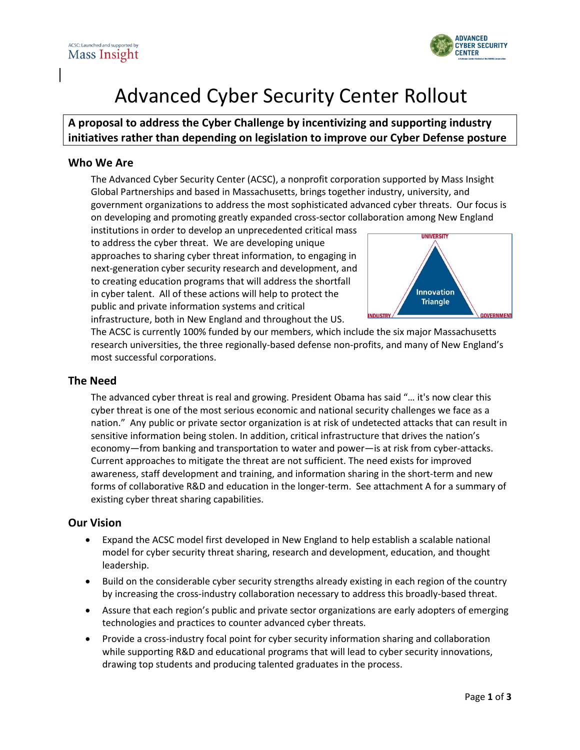ACSC: Launched and supported by
Mass Insight

ADVANCED CYBER SECURITY CENTER

# Advanced Cyber Security Center Rollout

**A proposal to address the Cyber Challenge by incentivizing and supporting industry initiatives rather than depending on legislation to improve our Cyber Defense posture**

## Who We Are

The Advanced Cyber Security Center (ACSC), a nonprofit corporation supported by Mass Insight Global Partnerships and based in Massachusetts, brings together industry, university, and government organizations to address the most sophisticated advanced cyber threats. Our focus is on developing and promoting greatly expanded cross-sector collaboration among New England institutions in order to develop an unprecedented critical mass to address the cyber threat. We are developing unique approaches to sharing cyber threat information, to engaging in next-generation cyber security research and development, and to creating education programs that will address the shortfall in cyber talent. All of these actions will help to protect the public and private information systems and critical infrastructure, both in New England and throughout the US.

UNIVERSITY

Innovation Triangle

INDUSTRY

GOVERNMENT

The ACSC is currently 100% funded by our members, which include the six major Massachusetts research universities, the three regionally-based defense non-profits, and many of New England's most successful corporations.

## The Need

The advanced cyber threat is real and growing. President Obama has said "… it's now clear this cyber threat is one of the most serious economic and national security challenges we face as a nation." Any public or private sector organization is at risk of undetected attacks that can result in sensitive information being stolen. In addition, critical infrastructure that drives the nation's economy—from banking and transportation to water and power—is at risk from cyber-attacks. Current approaches to mitigate the threat are not sufficient. The need exists for improved awareness, staff development and training, and information sharing in the short-term and new forms of collaborative R&D and education in the longer-term. See attachment A for a summary of existing cyber threat sharing capabilities.

## Our Vision

- Expand the ACSC model first developed in New England to help establish a scalable national model for cyber security threat sharing, research and development, education, and thought leadership.
- Build on the considerable cyber security strengths already existing in each region of the country by increasing the cross-industry collaboration necessary to address this broadly-based threat.
- Assure that each region's public and private sector organizations are early adopters of emerging technologies and practices to counter advanced cyber threats.
- Provide a cross-industry focal point for cyber security information sharing and collaboration while supporting R&D and educational programs that will lead to cyber security innovations, drawing top students and producing talented graduates in the process.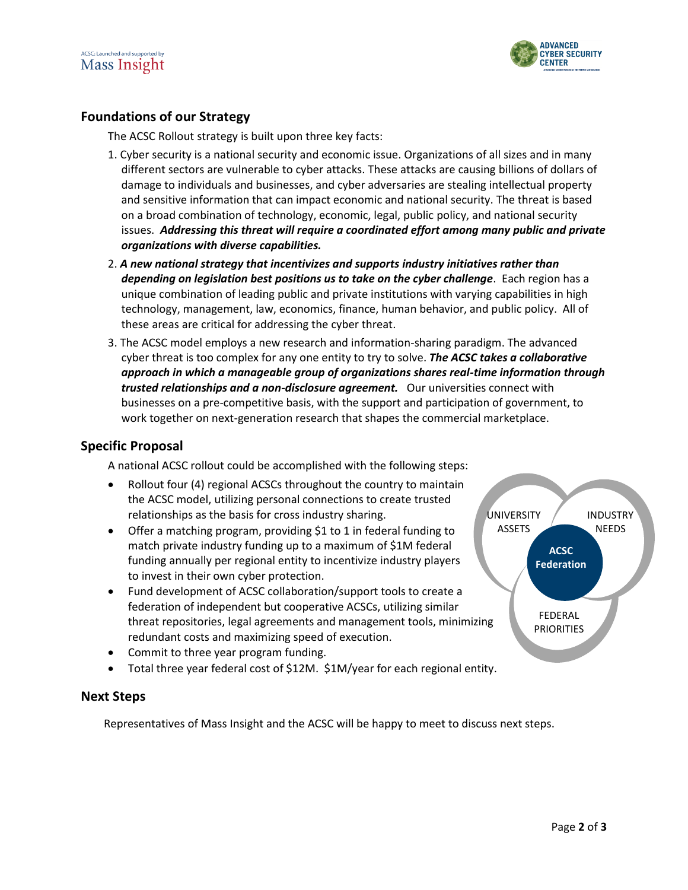## Foundations of our Strategy

The ACSC Rollout strategy is built upon three key facts:

1. Cyber security is a national security and economic issue. Organizations of all sizes and in many different sectors are vulnerable to cyber attacks. These attacks are causing billions of dollars of damage to individuals and businesses, and cyber adversaries are stealing intellectual property and sensitive information that can impact economic and national security. The threat is based on a broad combination of technology, economic, legal, public policy, and national security issues. ***Addressing this threat will require a coordinated effort among many public and private organizations with diverse capabilities.***
2. ***A new national strategy that incentivizes and supports industry initiatives rather than depending on legislation best positions us to take on the cyber challenge***. Each region has a unique combination of leading public and private institutions with varying capabilities in high technology, management, law, economics, finance, human behavior, and public policy. All of these areas are critical for addressing the cyber threat.
3. The ACSC model employs a new research and information-sharing paradigm. The advanced cyber threat is too complex for any one entity to try to solve. ***The ACSC takes a collaborative approach in which a manageable group of organizations shares real-time information through trusted relationships and a non-disclosure agreement.*** Our universities connect with businesses on a pre-competitive basis, with the support and participation of government, to work together on next-generation research that shapes the commercial marketplace.

## Specific Proposal

A national ACSC rollout could be accomplished with the following steps:

- Rollout four (4) regional ACSCs throughout the country to maintain the ACSC model, utilizing personal connections to create trusted relationships as the basis for cross industry sharing.
- Offer a matching program, providing $1 to 1 in federal funding to match private industry funding up to a maximum of $1M federal funding annually per regional entity to incentivize industry players to invest in their own cyber protection.
- Fund development of ACSC collaboration/support tools to create a federation of independent but cooperative ACSCs, utilizing similar threat repositories, legal agreements and management tools, minimizing redundant costs and maximizing speed of execution.
- Commit to three year program funding.
- Total three year federal cost of $12M. $1M/year for each regional entity.

UNIVERSITY ASSETS | INDUSTRY NEEDS | FEDERAL PRIORITIES | **ACSC Federation**

## Next Steps

Representatives of Mass Insight and the ACSC will be happy to meet to discuss next steps.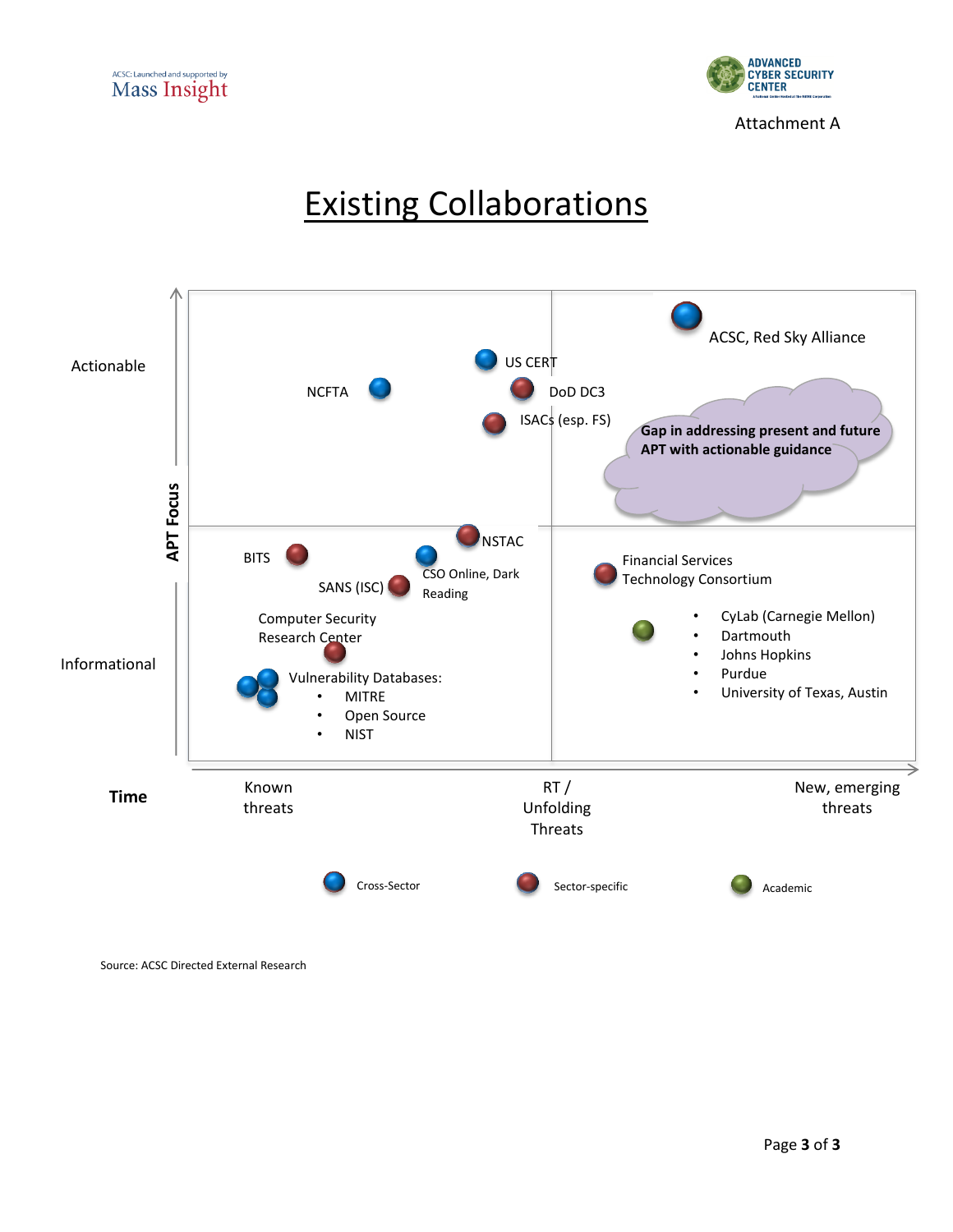ACSC: Launched and supported by Mass Insight

ADVANCED CYBER SECURITY CENTER

Attachment A

# Existing Collaborations

Actionable

Informational

APT Focus

ACSC, Red Sky Alliance

US CERT

DoD DC3

NCFTA

ISACs (esp. FS)

Gap in addressing present and future APT with actionable guidance

NSTAC

BITS

CSO Online, Dark Reading

SANS (ISC)

Computer Security Research Center

Vulnerability Databases:
- MITRE
- Open Source
- NIST

Financial Services Technology Consortium

- CyLab (Carnegie Mellon)
- Dartmouth
- Johns Hopkins
- Purdue
- University of Texas, Austin

Time

Known threats

RT / Unfolding Threats

New, emerging threats

Cross-Sector

Sector-specific

Academic

Source: ACSC Directed External Research